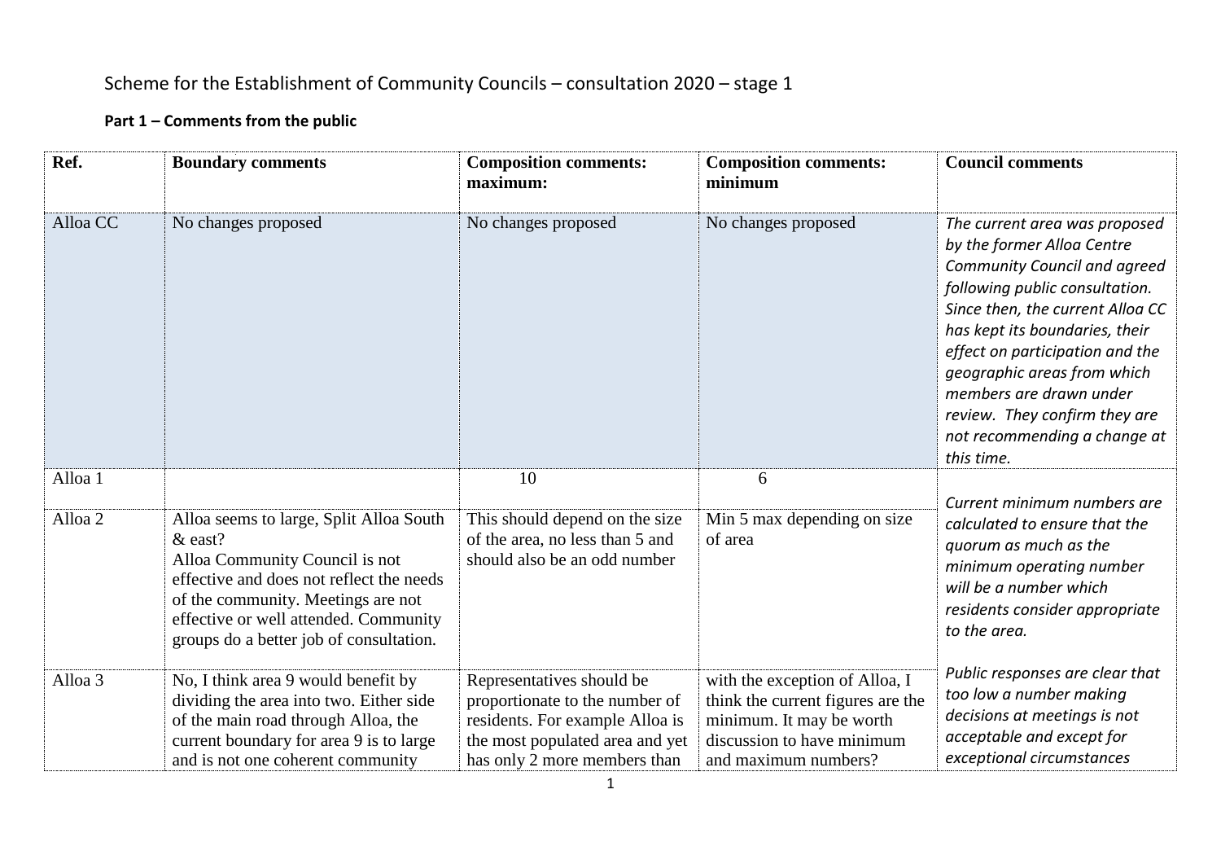Scheme for the Establishment of Community Councils – consultation 2020 – stage 1

**Part 1 – Comments from the public**

| **Ref.** | **Boundary comments** | **Composition comments: maximum:** | **Composition comments: minimum** | **Council comments** |
|---|---|---|---|---|
| Alloa CC | No changes proposed | No changes proposed | No changes proposed | *The current area was proposed by the former Alloa Centre Community Council and agreed following public consultation. Since then, the current Alloa CC has kept its boundaries, their effect on participation and the geographic areas from which members are drawn under review. They confirm they are not recommending a change at this time.* |
| Alloa 1 | | 10 | 6 | *Current minimum numbers are calculated to ensure that the quorum as much as the minimum operating number will be a number which residents consider appropriate to the area.*<br><br>*Public responses are clear that too low a number making decisions at meetings is not acceptable and except for exceptional circumstances* |
| Alloa 2 | Alloa seems to large, Split Alloa South & east?<br>Alloa Community Council is not effective and does not reflect the needs of the community. Meetings are not effective or well attended. Community groups do a better job of consultation. | This should depend on the size of the area, no less than 5 and should also be an odd number | Min 5 max depending on size of area | |
| Alloa 3 | No, I think area 9 would benefit by dividing the area into two. Either side of the main road through Alloa, the current boundary for area 9 is to large and is not one coherent community | Representatives should be proportionate to the number of residents. For example Alloa is the most populated area and yet has only 2 more members than | with the exception of Alloa, I think the current figures are the minimum. It may be worth discussion to have minimum and maximum numbers? | |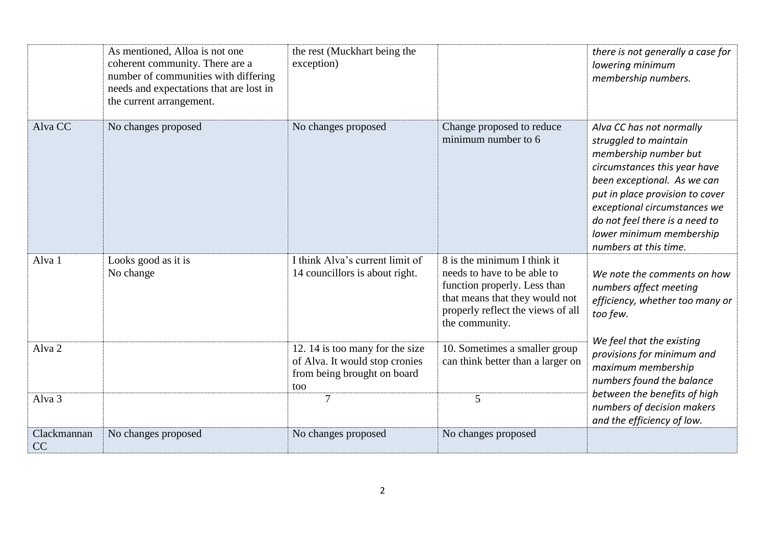| | | | | |
|---|---|---|---|---|
| | As mentioned, Alloa is not one coherent community. There are a number of communities with differing needs and expectations that are lost in the current arrangement. | the rest (Muckhart being the exception) | | *there is not generally a case for lowering minimum membership numbers.* |
| Alva CC | No changes proposed | No changes proposed | Change proposed to reduce minimum number to 6 | *Alva CC has not normally struggled to maintain membership number but circumstances this year have been exceptional. As we can put in place provision to cover exceptional circumstances we do not feel there is a need to lower minimum membership numbers at this time.* |
| Alva 1 | Looks good as it is<br>No change | I think Alva's current limit of 14 councillors is about right. | 8 is the minimum I think it needs to have to be able to function properly. Less than that means that they would not properly reflect the views of all the community. | *We note the comments on how numbers affect meeting efficiency, whether too many or too few.*<br><br>*We feel that the existing provisions for minimum and maximum membership numbers found the balance between the benefits of high numbers of decision makers and the efficiency of low.* |
| Alva 2 | | 12. 14 is too many for the size of Alva. It would stop cronies from being brought on board too | 10. Sometimes a smaller group can think better than a larger on | |
| Alva 3 | | 7 | 5 | |
| Clackmannan CC | No changes proposed | No changes proposed | No changes proposed | |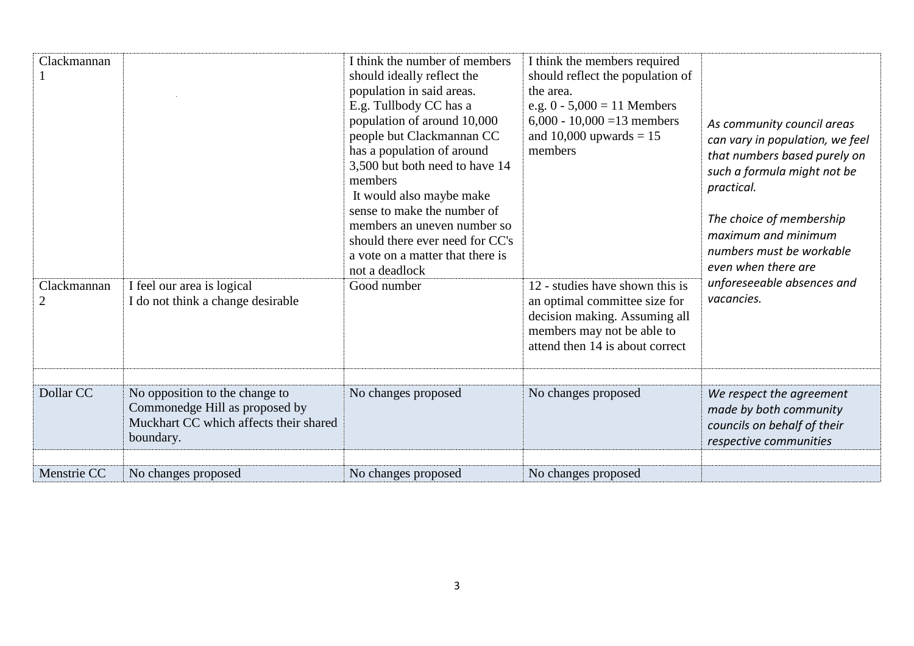| | | | | |
|---|---|---|---|---|
| Clackmannan 1 | | I think the number of members should ideally reflect the population in said areas.<br>E.g. Tullbody CC has a population of around 10,000 people but Clackmannan CC has a population of around 3,500 but both need to have 14 members<br>It would also maybe make sense to make the number of members an uneven number so should there ever need for CC's a vote on a matter that there is not a deadlock | I think the members required should reflect the population of the area.<br>e.g. 0 - 5,000 = 11 Members<br>6,000 - 10,000 =13 members<br>and 10,000 upwards = 15 members | *As community council areas can vary in population, we feel that numbers based purely on such a formula might not be practical.*<br><br>*The choice of membership maximum and minimum numbers must be workable even when there are unforeseeable absences and vacancies.* |
| Clackmannan 2 | I feel our area is logical<br>I do not think a change desirable | Good number | 12 - studies have shown this is an optimal committee size for decision making. Assuming all members may not be able to attend then 14 is about correct | |
| | | | | |
| Dollar CC | No opposition to the change to Commonedge Hill as proposed by Muckhart CC which affects their shared boundary. | No changes proposed | No changes proposed | *We respect the agreement made by both community councils on behalf of their respective communities* |
| | | | | |
| Menstrie CC | No changes proposed | No changes proposed | No changes proposed | |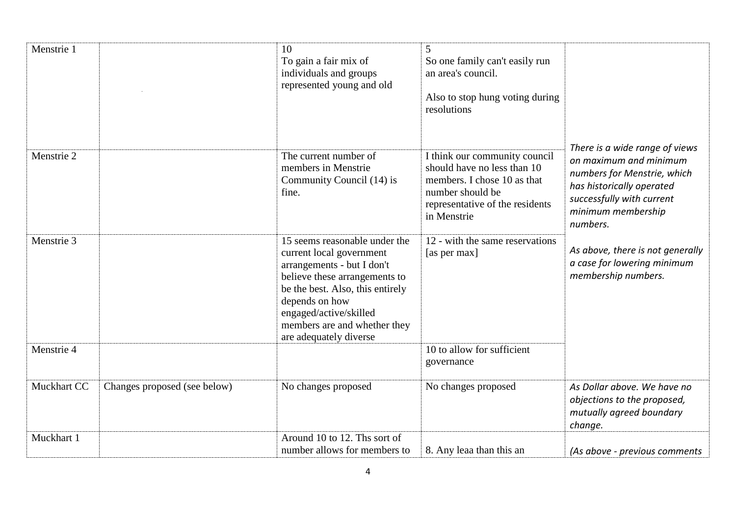| | | | | |
|---|---|---|---|---|
| Menstrie 1 | | 10<br>To gain a fair mix of individuals and groups represented young and old | 5<br>So one family can't easily run an area's council.<br><br>Also to stop hung voting during resolutions | *There is a wide range of views on maximum and minimum numbers for Menstrie, which has historically operated successfully with current minimum membership numbers.*<br><br>*As above, there is not generally a case for lowering minimum membership numbers.* |
| Menstrie 2 | | The current number of members in Menstrie Community Council (14) is fine. | I think our community council should have no less than 10 members. I chose 10 as that number should be representative of the residents in Menstrie | |
| Menstrie 3 | | 15 seems reasonable under the current local government arrangements - but I don't believe these arrangements to be the best. Also, this entirely depends on how engaged/active/skilled members are and whether they are adequately diverse | 12 - with the same reservations [as per max] | |
| Menstrie 4 | | | 10 to allow for sufficient governance | |
| Muckhart CC | Changes proposed (see below) | No changes proposed | No changes proposed | *As Dollar above. We have no objections to the proposed, mutually agreed boundary change.* |
| Muckhart 1 | | Around 10 to 12. Ths sort of number allows for members to | 8. Any leaa than this an | *(As above - previous comments* |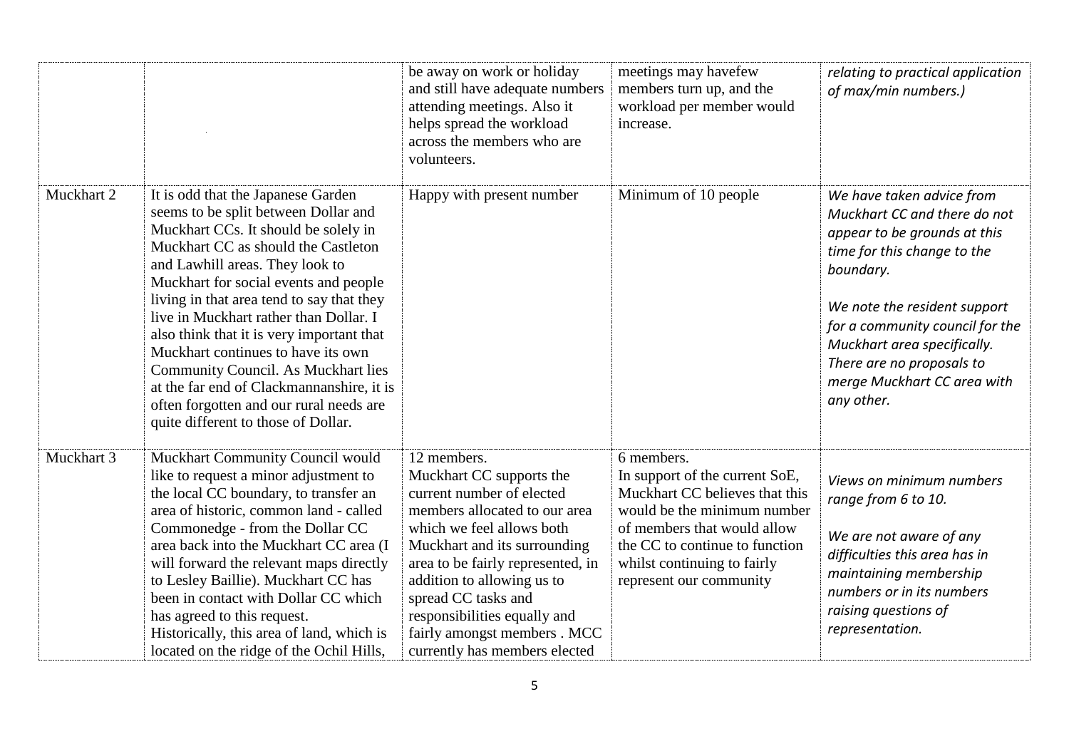| | | | | |
|---|---|---|---|---|
| | | be away on work or holiday and still have adequate numbers attending meetings. Also it helps spread the workload across the members who are volunteers. | meetings may havefew members turn up, and the workload per member would increase. | *relating to practical application of max/min numbers.)* |
| Muckhart 2 | It is odd that the Japanese Garden seems to be split between Dollar and Muckhart CCs. It should be solely in Muckhart CC as should the Castleton and Lawhill areas. They look to Muckhart for social events and people living in that area tend to say that they live in Muckhart rather than Dollar. I also think that it is very important that Muckhart continues to have its own Community Council. As Muckhart lies at the far end of Clackmannanshire, it is often forgotten and our rural needs are quite different to those of Dollar. | Happy with present number | Minimum of 10 people | *We have taken advice from Muckhart CC and there do not appear to be grounds at this time for this change to the boundary.*<br><br>*We note the resident support for a community council for the Muckhart area specifically. There are no proposals to merge Muckhart CC area with any other.* |
| Muckhart 3 | Muckhart Community Council would like to request a minor adjustment to the local CC boundary, to transfer an area of historic, common land - called Commonedge - from the Dollar CC area back into the Muckhart CC area (I will forward the relevant maps directly to Lesley Baillie). Muckhart CC has been in contact with Dollar CC which has agreed to this request.<br>Historically, this area of land, which is located on the ridge of the Ochil Hills, | 12 members.<br>Muckhart CC supports the current number of elected members allocated to our area which we feel allows both Muckhart and its surrounding area to be fairly represented, in addition to allowing us to spread CC tasks and responsibilities equally and fairly amongst members . MCC currently has members elected | 6 members.<br>In support of the current SoE, Muckhart CC believes that this would be the minimum number of members that would allow the CC to continue to function whilst continuing to fairly represent our community | *Views on minimum numbers range from 6 to 10.*<br><br>*We are not aware of any difficulties this area has in maintaining membership numbers or in its numbers raising questions of representation.* |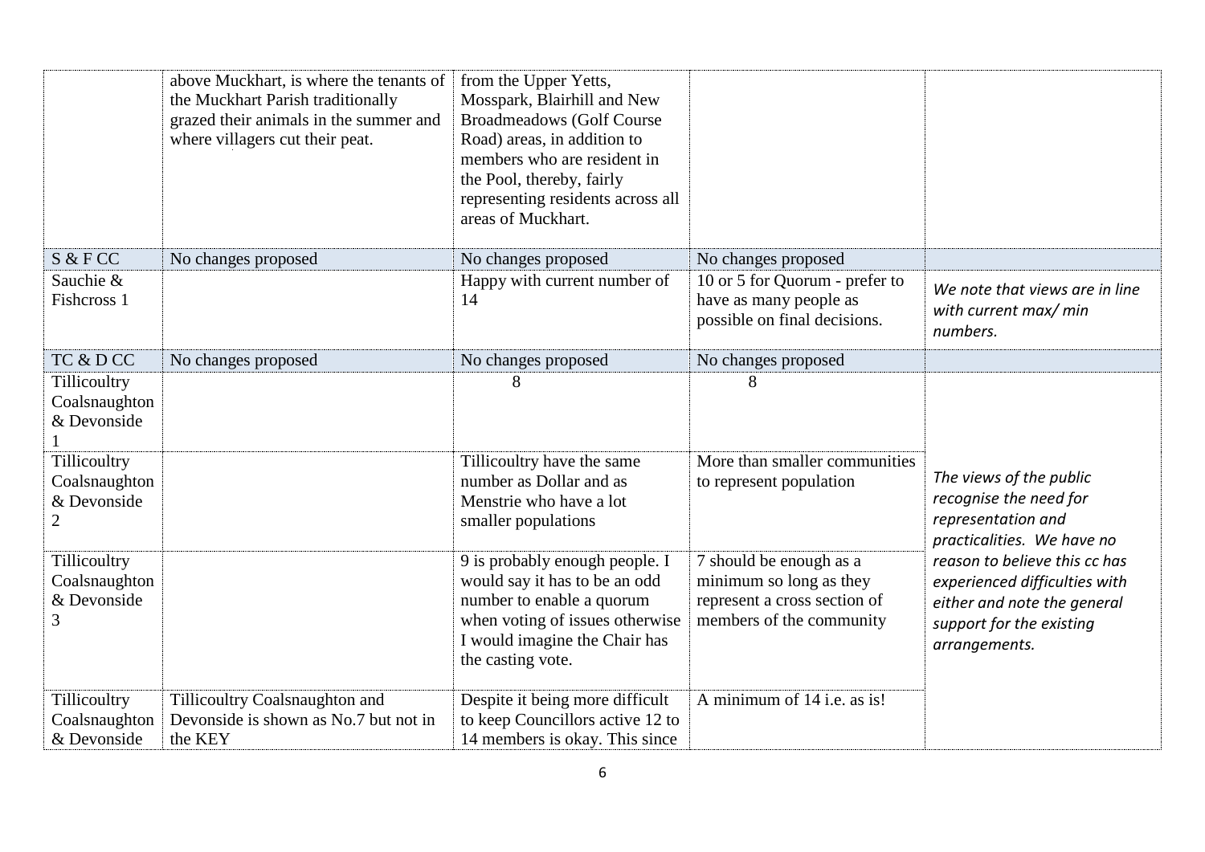| | | | | |
|---|---|---|---|---|
| | above Muckhart, is where the tenants of the Muckhart Parish traditionally grazed their animals in the summer and where villagers cut their peat. | from the Upper Yetts, Mosspark, Blairhill and New Broadmeadows (Golf Course Road) areas, in addition to members who are resident in the Pool, thereby, fairly representing residents across all areas of Muckhart. | | |
| S & F CC | No changes proposed | No changes proposed | No changes proposed | |
| Sauchie & Fishcross 1 | | Happy with current number of 14 | 10 or 5 for Quorum - prefer to have as many people as possible on final decisions. | *We note that views are in line with current max/ min numbers.* |
| TC & D CC | No changes proposed | No changes proposed | No changes proposed | |
| Tillicoultry Coalsnaughton & Devonside 1 | | 8 | 8 | *The views of the public recognise the need for representation and practicalities. We have no reason to believe this cc has experienced difficulties with either and note the general support for the existing arrangements.* |
| Tillicoultry Coalsnaughton & Devonside 2 | | Tillicoultry have the same number as Dollar and as Menstrie who have a lot smaller populations | More than smaller communities to represent population | |
| Tillicoultry Coalsnaughton & Devonside 3 | | 9 is probably enough people. I would say it has to be an odd number to enable a quorum when voting of issues otherwise I would imagine the Chair has the casting vote. | 7 should be enough as a minimum so long as they represent a cross section of members of the community | |
| Tillicoultry Coalsnaughton & Devonside | Tillicoultry Coalsnaughton and Devonside is shown as No.7 but not in the KEY | Despite it being more difficult to keep Councillors active 12 to 14 members is okay. This since | A minimum of 14 i.e. as is! | |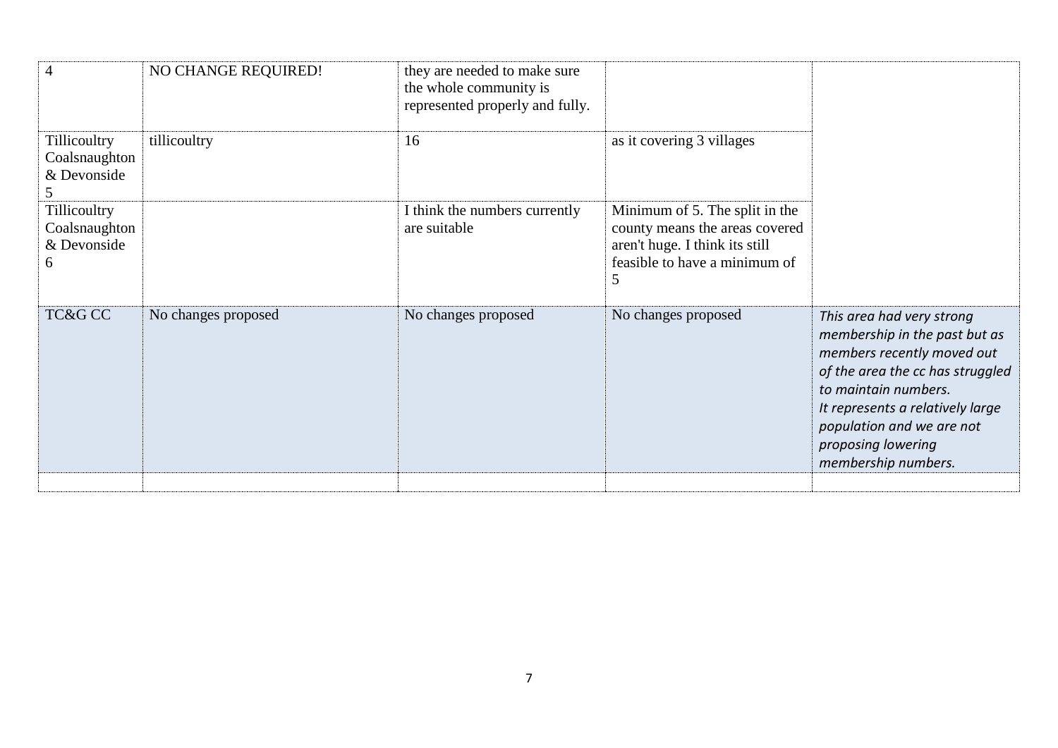| | | | | |
|---|---|---|---|---|
| 4 | NO CHANGE REQUIRED! | they are needed to make sure the whole community is represented properly and fully. | | |
| Tillicoultry Coalsnaughton & Devonside 5 | tillicoultry | 16 | as it covering 3 villages | |
| Tillicoultry Coalsnaughton & Devonside 6 | | I think the numbers currently are suitable | Minimum of 5. The split in the county means the areas covered aren't huge. I think its still feasible to have a minimum of 5 | |
| TC&G CC | No changes proposed | No changes proposed | No changes proposed | *This area had very strong membership in the past but as members recently moved out of the area the cc has struggled to maintain numbers. It represents a relatively large population and we are not proposing lowering membership numbers.* |
| | | | | |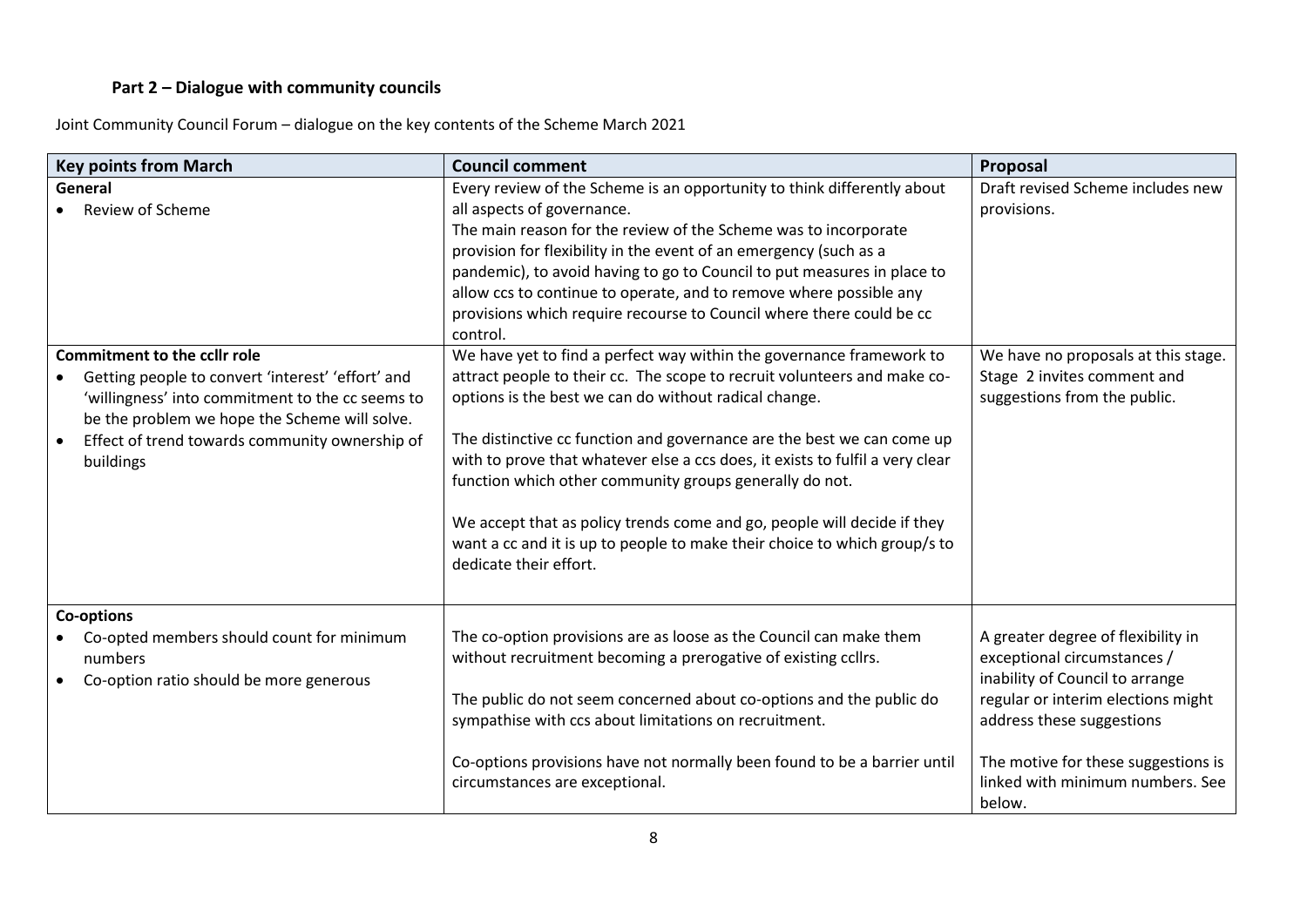### Part 2 – Dialogue with community councils

Joint Community Council Forum – dialogue on the key contents of the Scheme March 2021

| Key points from March | Council comment | Proposal |
|---|---|---|
| **General**<br>• Review of Scheme | Every review of the Scheme is an opportunity to think differently about all aspects of governance.<br>The main reason for the review of the Scheme was to incorporate provision for flexibility in the event of an emergency (such as a pandemic), to avoid having to go to Council to put measures in place to allow ccs to continue to operate, and to remove where possible any provisions which require recourse to Council where there could be cc control. | Draft revised Scheme includes new provisions. |
| **Commitment to the ccllr role**<br>• Getting people to convert 'interest' 'effort' and 'willingness' into commitment to the cc seems to be the problem we hope the Scheme will solve.<br>• Effect of trend towards community ownership of buildings | We have yet to find a perfect way within the governance framework to attract people to their cc. The scope to recruit volunteers and make co-options is the best we can do without radical change.<br><br>The distinctive cc function and governance are the best we can come up with to prove that whatever else a ccs does, it exists to fulfil a very clear function which other community groups generally do not.<br><br>We accept that as policy trends come and go, people will decide if they want a cc and it is up to people to make their choice to which group/s to dedicate their effort. | We have no proposals at this stage. Stage 2 invites comment and suggestions from the public. |
| **Co-options**<br>• Co-opted members should count for minimum numbers<br>• Co-option ratio should be more generous | The co-option provisions are as loose as the Council can make them without recruitment becoming a prerogative of existing ccllrs.<br><br>The public do not seem concerned about co-options and the public do sympathise with ccs about limitations on recruitment.<br><br>Co-options provisions have not normally been found to be a barrier until circumstances are exceptional. | A greater degree of flexibility in exceptional circumstances / inability of Council to arrange regular or interim elections might address these suggestions<br><br>The motive for these suggestions is linked with minimum numbers. See below. |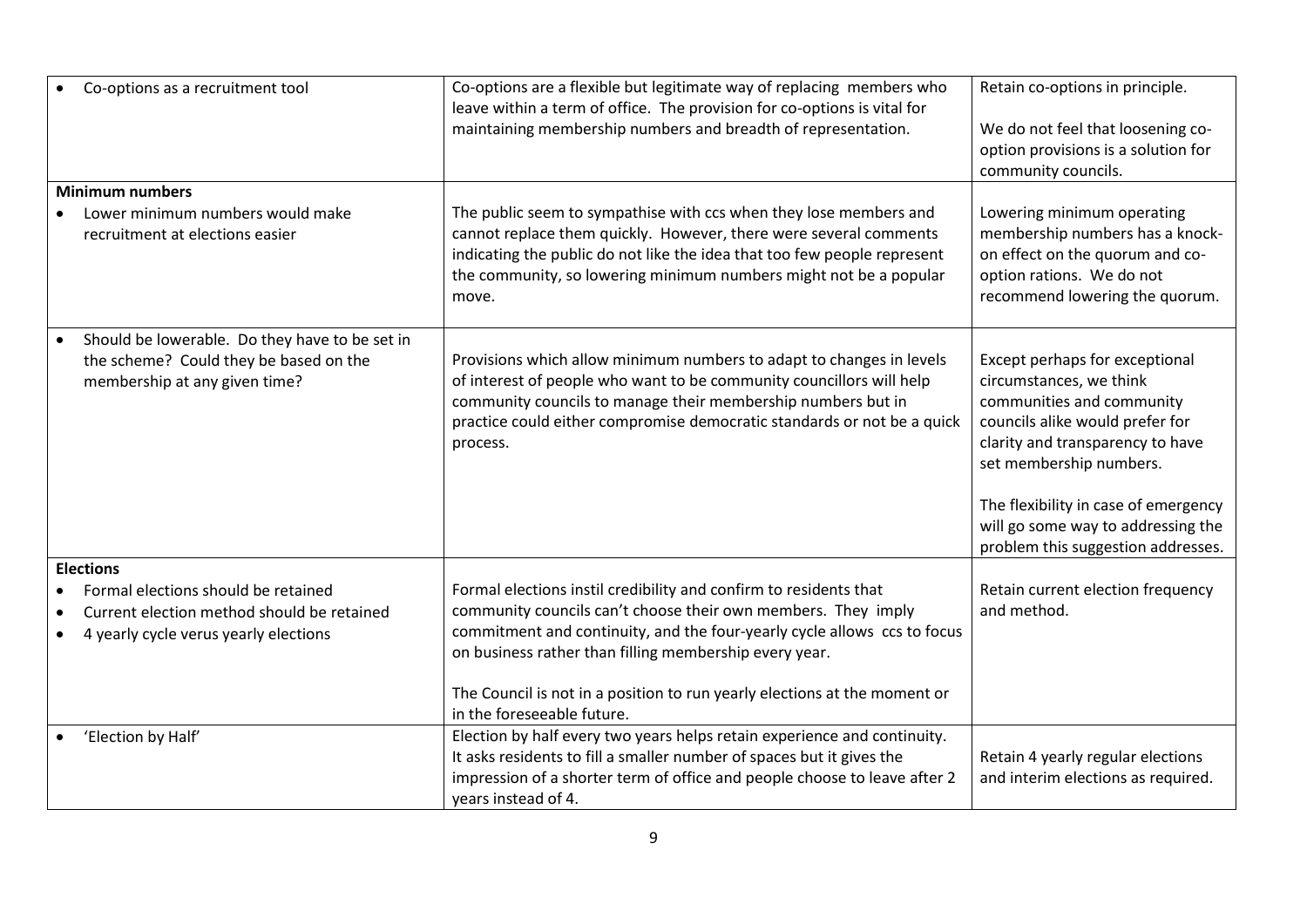| | | |
|---|---|---|
| • Co-options as a recruitment tool | Co-options are a flexible but legitimate way of replacing members who leave within a term of office. The provision for co-options is vital for maintaining membership numbers and breadth of representation. | Retain co-options in principle.<br><br>We do not feel that loosening co-option provisions is a solution for community councils. |
| **Minimum numbers**<br>• Lower minimum numbers would make recruitment at elections easier | The public seem to sympathise with ccs when they lose members and cannot replace them quickly. However, there were several comments indicating the public do not like the idea that too few people represent the community, so lowering minimum numbers might not be a popular move. | Lowering minimum operating membership numbers has a knock-on effect on the quorum and co-option rations. We do not recommend lowering the quorum. |
| • Should be lowerable. Do they have to be set in the scheme? Could they be based on the membership at any given time? | Provisions which allow minimum numbers to adapt to changes in levels of interest of people who want to be community councillors will help community councils to manage their membership numbers but in practice could either compromise democratic standards or not be a quick process. | Except perhaps for exceptional circumstances, we think communities and community councils alike would prefer for clarity and transparency to have set membership numbers.<br><br>The flexibility in case of emergency will go some way to addressing the problem this suggestion addresses. |
| **Elections**<br>• Formal elections should be retained<br>• Current election method should be retained<br>• 4 yearly cycle verus yearly elections | Formal elections instil credibility and confirm to residents that community councils can't choose their own members. They imply commitment and continuity, and the four-yearly cycle allows ccs to focus on business rather than filling membership every year.<br><br>The Council is not in a position to run yearly elections at the moment or in the foreseeable future. | Retain current election frequency and method. |
| • 'Election by Half' | Election by half every two years helps retain experience and continuity. It asks residents to fill a smaller number of spaces but it gives the impression of a shorter term of office and people choose to leave after 2 years instead of 4. | Retain 4 yearly regular elections and interim elections as required. |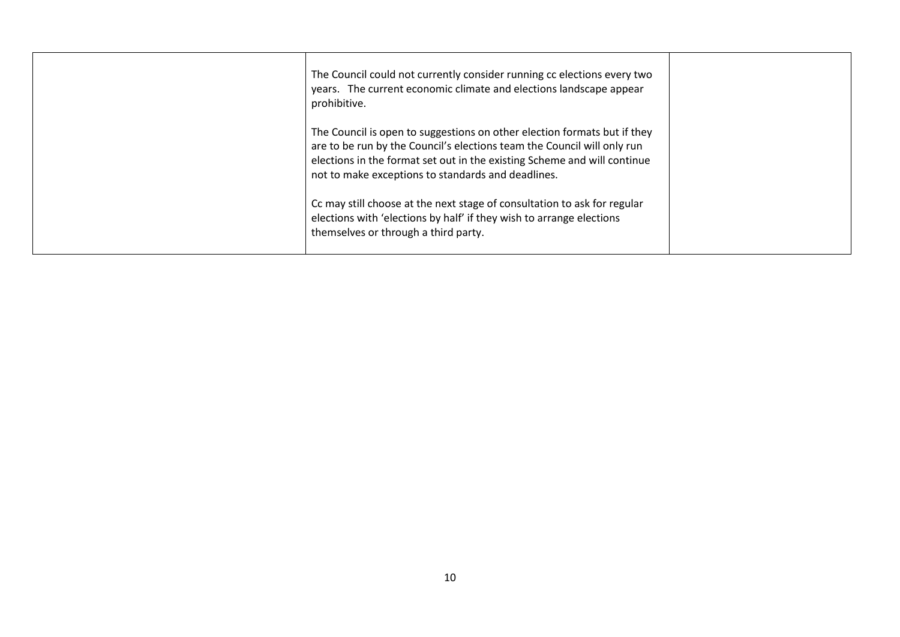| | | |
|---|---|---|
| | The Council could not currently consider running cc elections every two years. The current economic climate and elections landscape appear prohibitive.<br><br>The Council is open to suggestions on other election formats but if they are to be run by the Council's elections team the Council will only run elections in the format set out in the existing Scheme and will continue not to make exceptions to standards and deadlines.<br><br>Cc may still choose at the next stage of consultation to ask for regular elections with 'elections by half' if they wish to arrange elections themselves or through a third party. | |